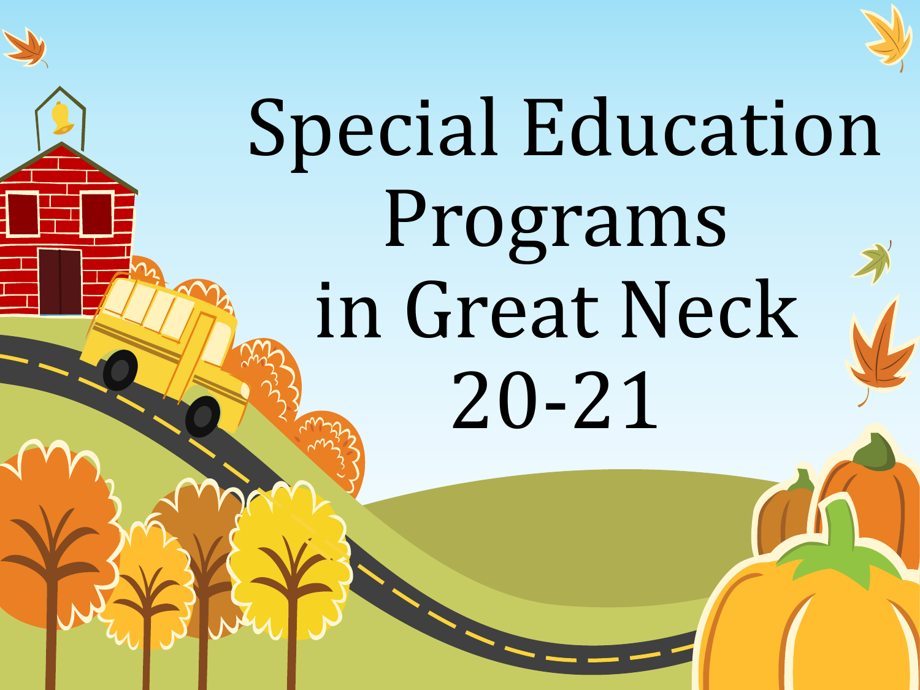# Special Education Programs in Great Neck 20-21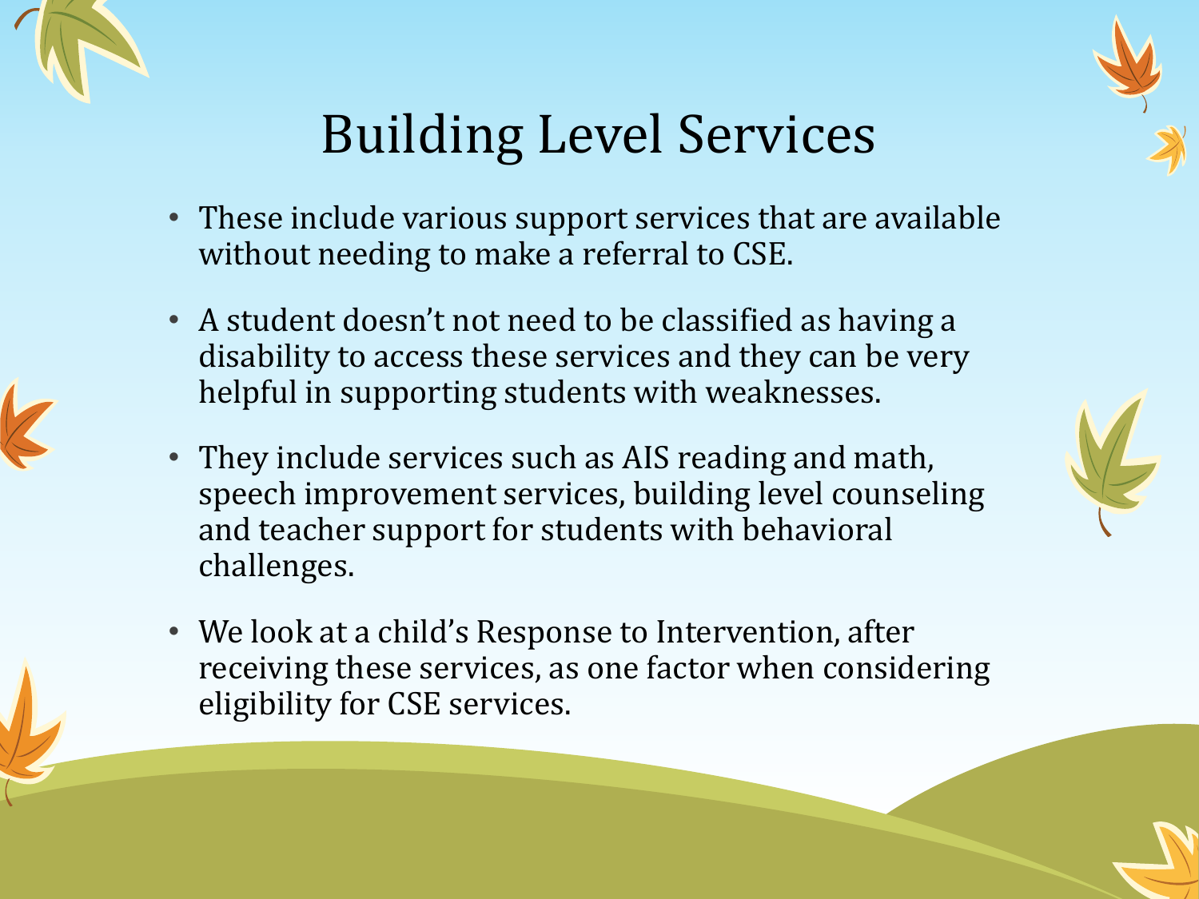# Building Level Services

- These include various support services that are available without needing to make a referral to CSE.
- A student doesn't not need to be classified as having a disability to access these services and they can be very helpful in supporting students with weaknesses.
- They include services such as AIS reading and math, speech improvement services, building level counseling and teacher support for students with behavioral challenges.
- We look at a child's Response to Intervention, after receiving these services, as one factor when considering eligibility for CSE services.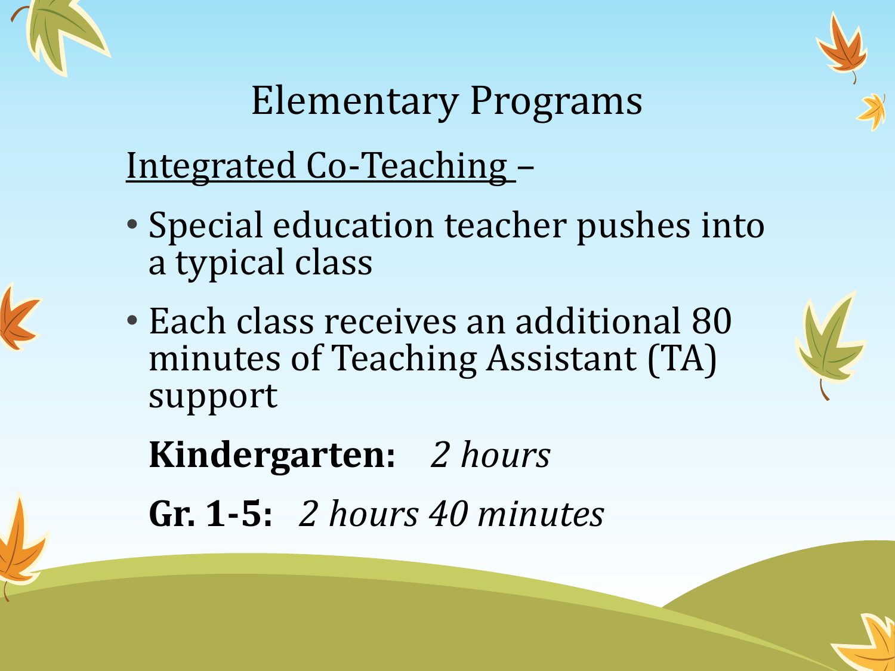# Elementary Programs

Integrated Co-Teaching –

- Special education teacher pushes into a typical class
- Each class receives an additional 80 minutes of Teaching Assistant (TA) support

**Kindergarten:** *2 hours*

**Gr. 1-5:** *2 hours 40 minutes*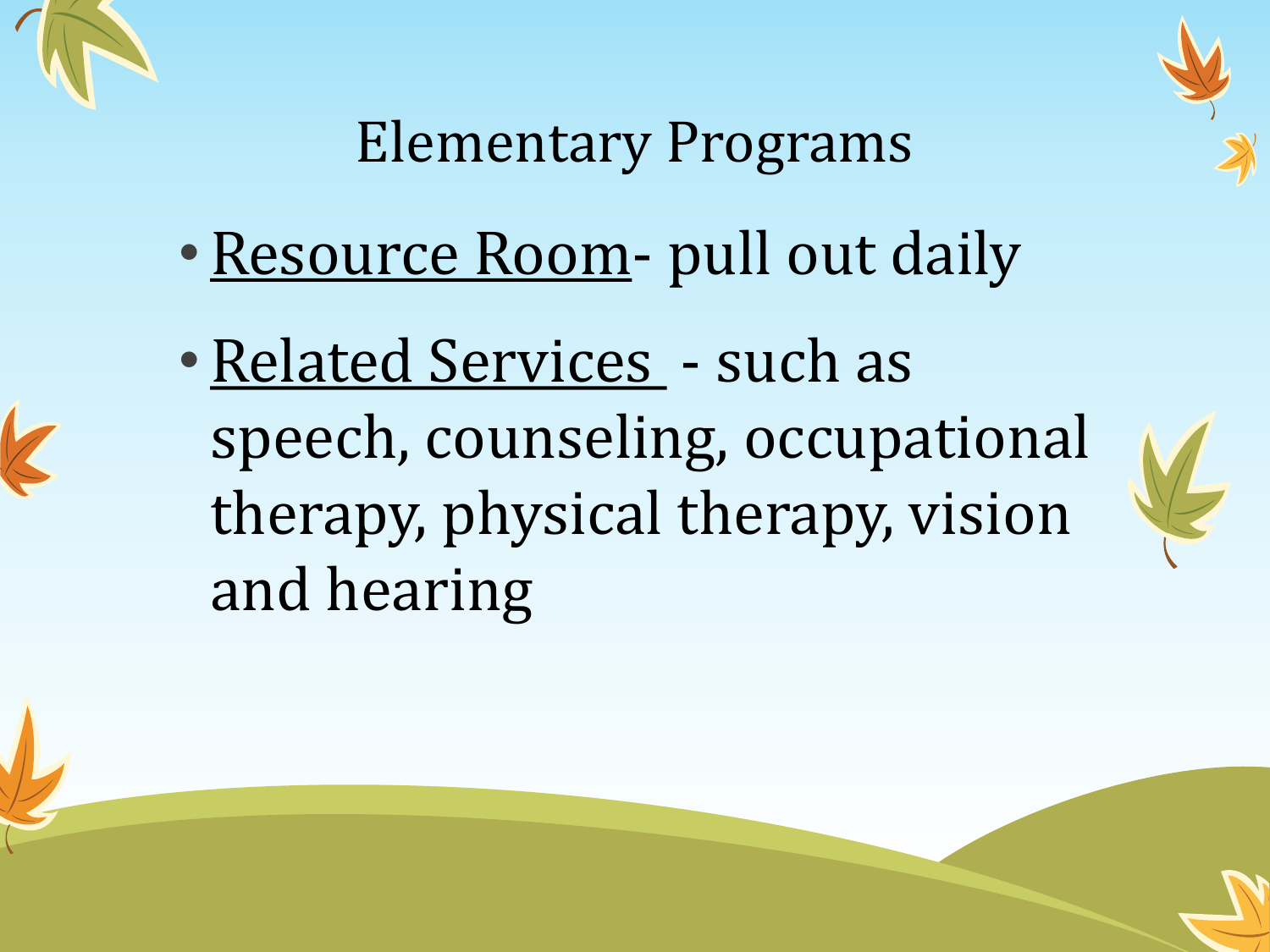# Elementary Programs

- <u>Resource Room</u>- pull out daily
- <u>Related Services</u> - such as speech, counseling, occupational therapy, physical therapy, vision and hearing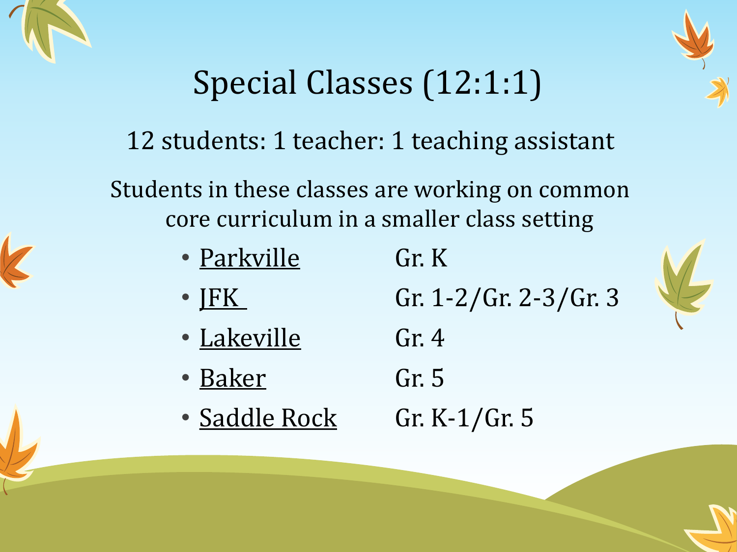# Special Classes (12:1:1)

12 students: 1 teacher: 1 teaching assistant

Students in these classes are working on common core curriculum in a smaller class setting

| | |
|---|---|
| • Parkville | Gr. K |
| • JFK | Gr. 1-2/Gr. 2-3/Gr. 3 |
| • Lakeville | Gr. 4 |
| • Baker | Gr. 5 |
| • Saddle Rock | Gr. K-1/Gr. 5 |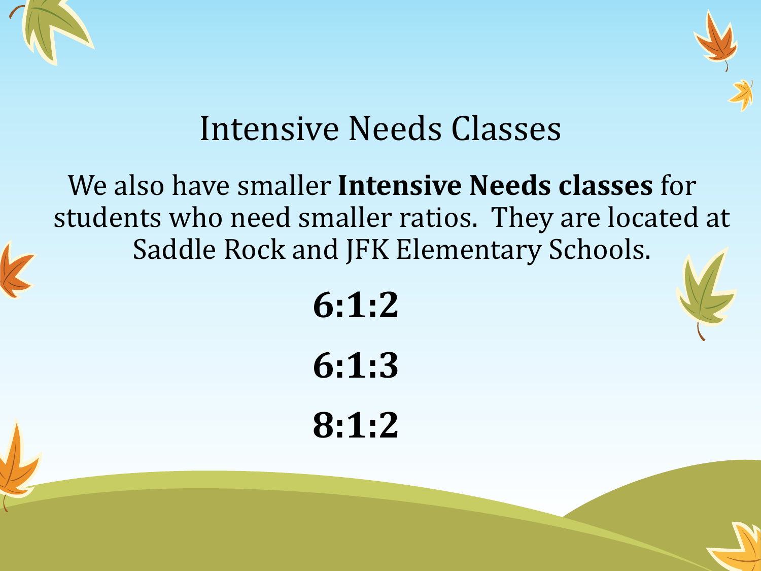# Intensive Needs Classes

We also have smaller **Intensive Needs classes** for students who need smaller ratios. They are located at Saddle Rock and JFK Elementary Schools.

**6:1:2**

**6:1:3**

**8:1:2**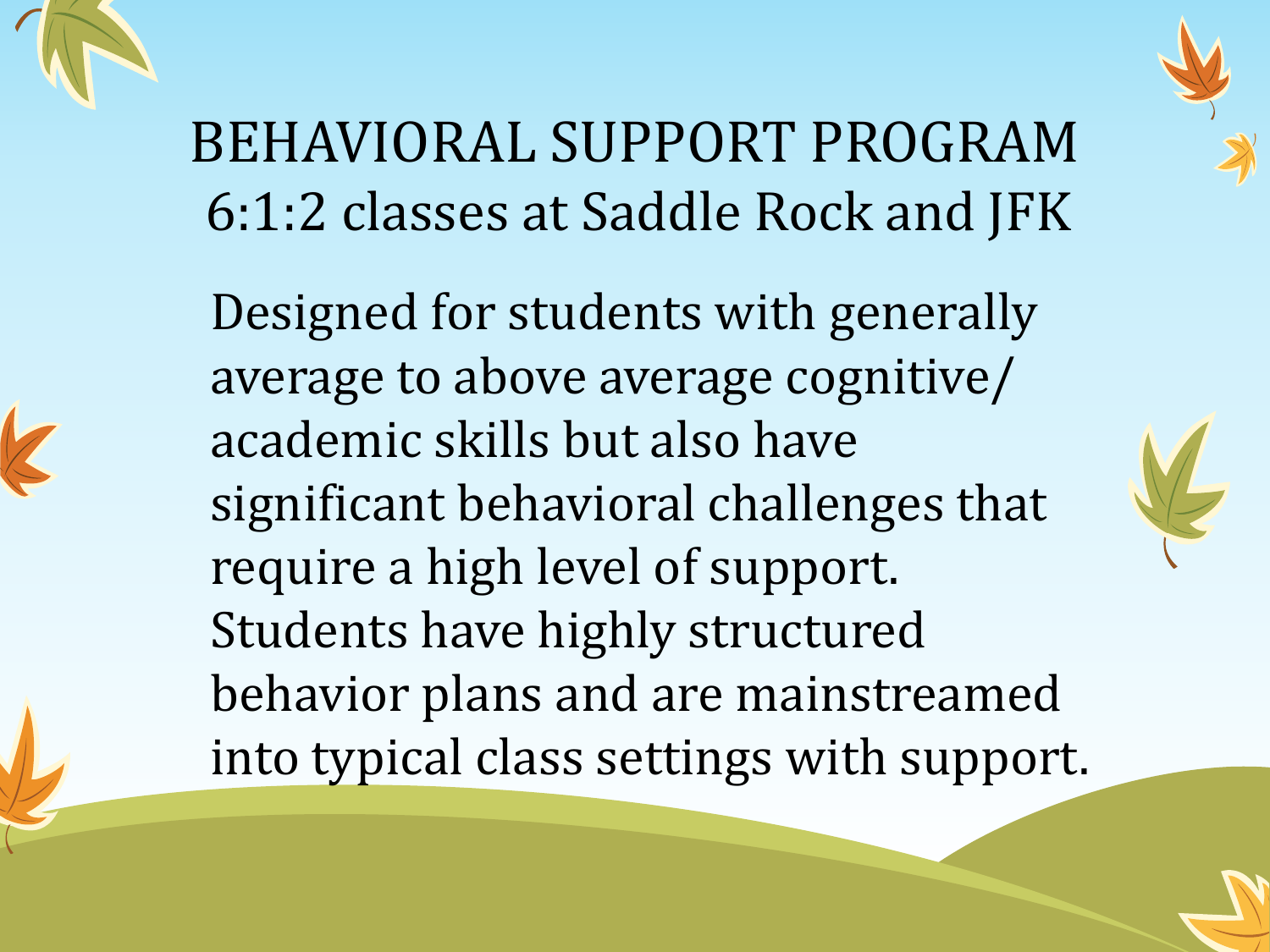# BEHAVIORAL SUPPORT PROGRAM
## 6:1:2 classes at Saddle Rock and JFK

Designed for students with generally average to above average cognitive/ academic skills but also have significant behavioral challenges that require a high level of support. Students have highly structured behavior plans and are mainstreamed into typical class settings with support.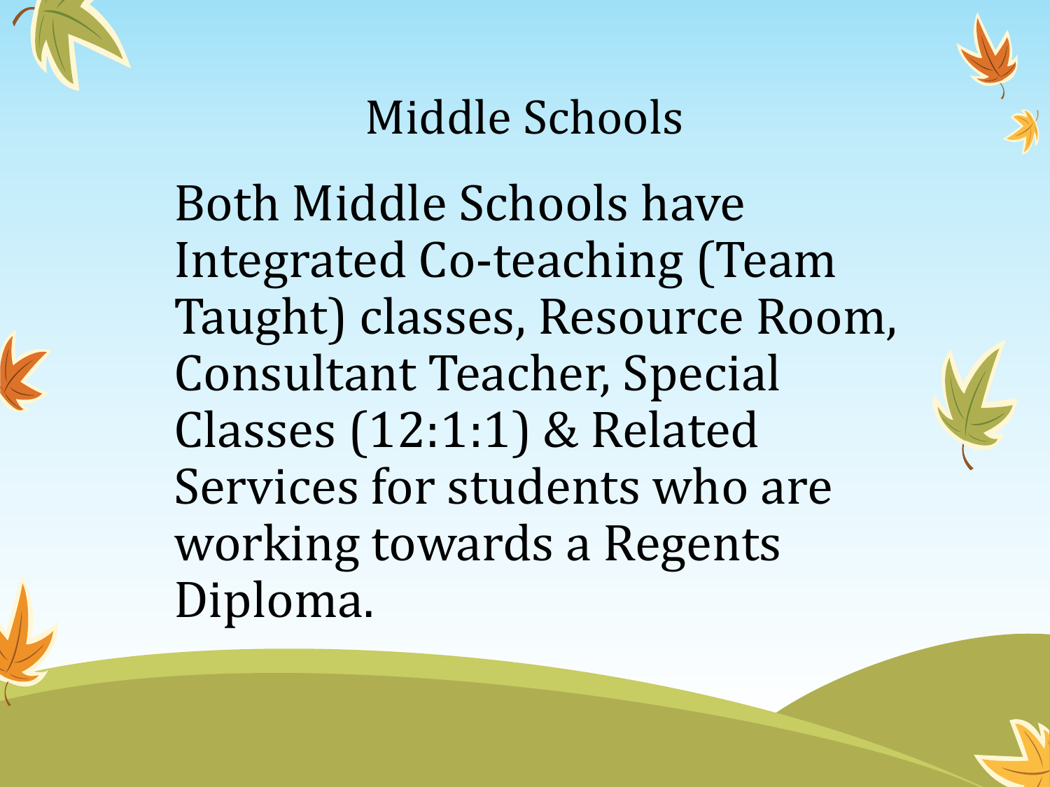# Middle Schools

Both Middle Schools have Integrated Co-teaching (Team Taught) classes, Resource Room, Consultant Teacher, Special Classes (12:1:1) & Related Services for students who are working towards a Regents Diploma.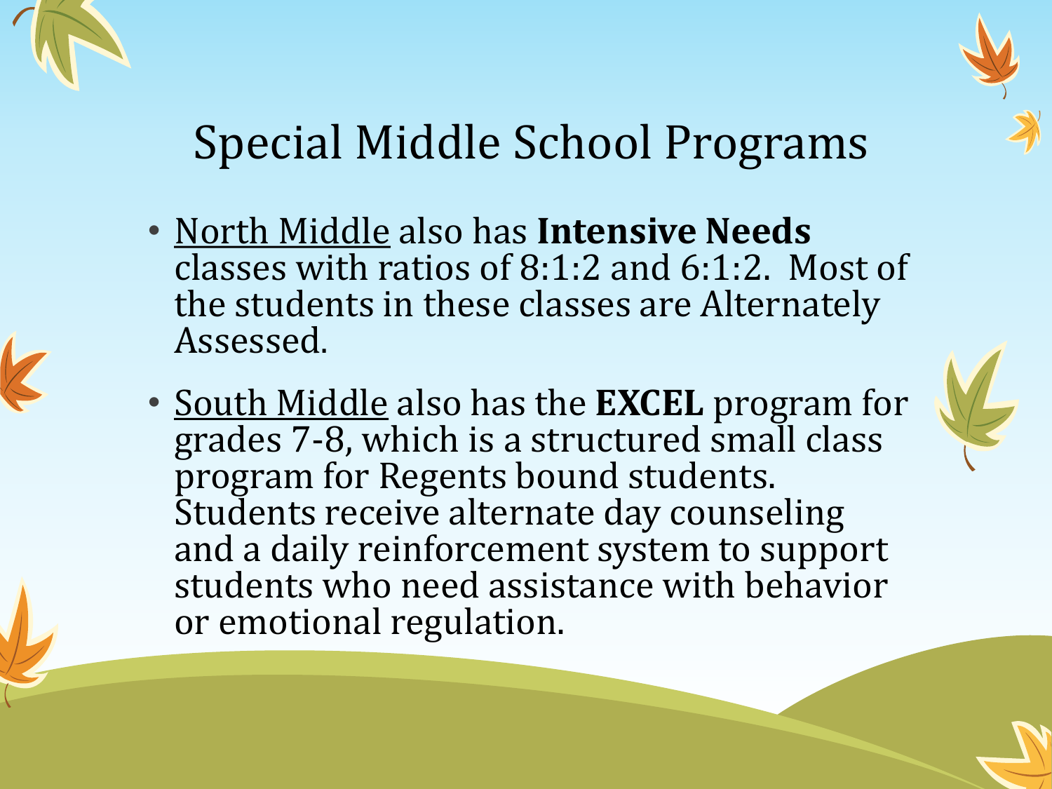# Special Middle School Programs

- North Middle also has **Intensive Needs** classes with ratios of 8:1:2 and 6:1:2. Most of the students in these classes are Alternately Assessed.
- South Middle also has the **EXCEL** program for grades 7-8, which is a structured small class program for Regents bound students. Students receive alternate day counseling and a daily reinforcement system to support students who need assistance with behavior or emotional regulation.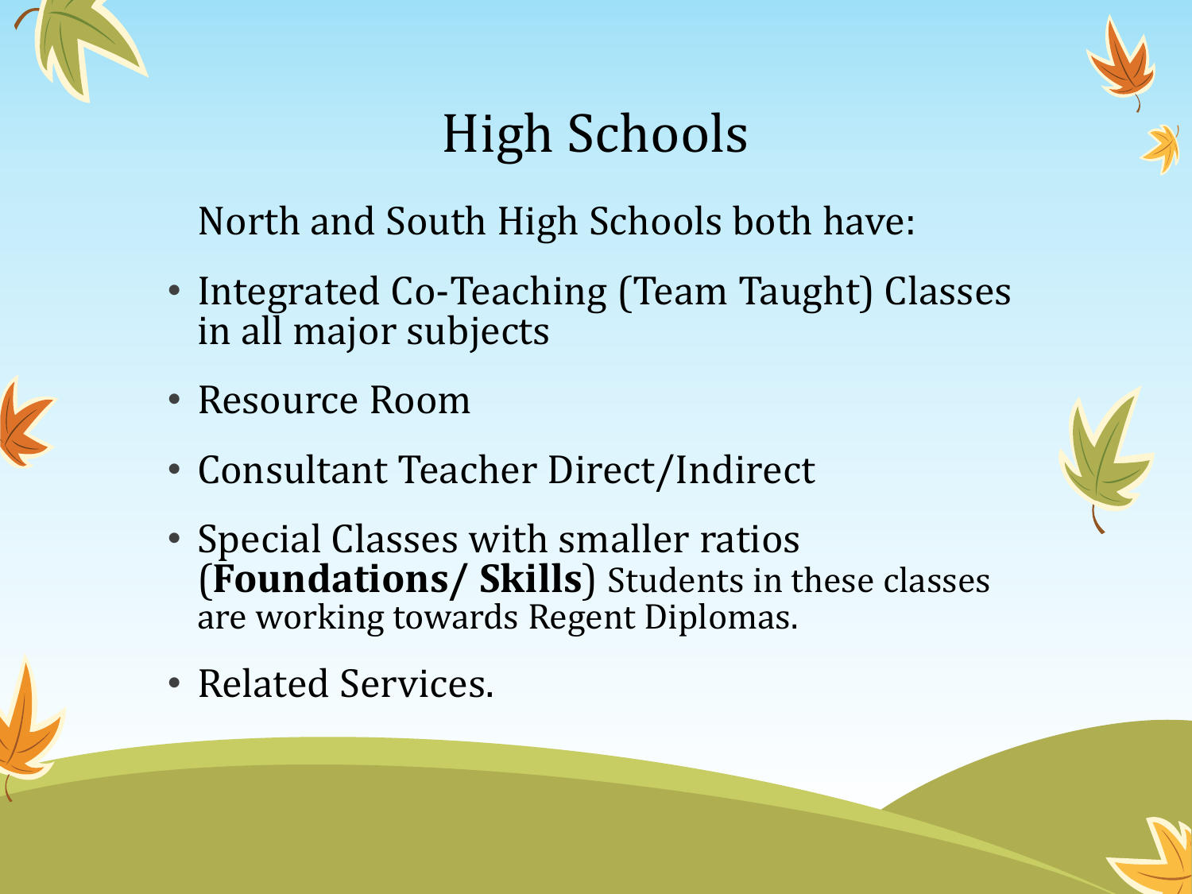# High Schools

North and South High Schools both have:

- Integrated Co-Teaching (Team Taught) Classes in all major subjects
- Resource Room
- Consultant Teacher Direct/Indirect
- Special Classes with smaller ratios (**Foundations/ Skills**) Students in these classes are working towards Regent Diplomas.
- Related Services.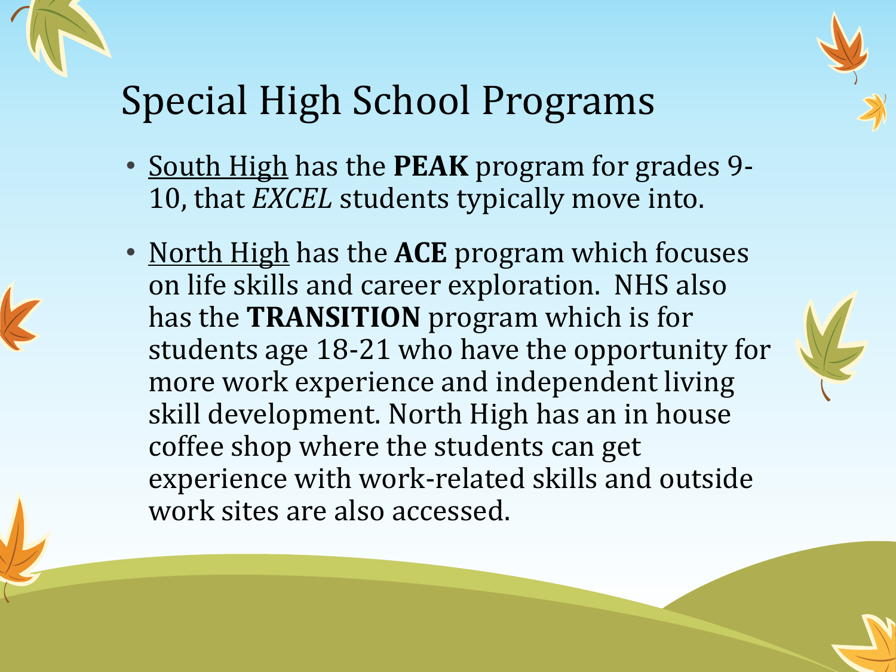# Special High School Programs

- South High has the **PEAK** program for grades 9-10, that *EXCEL* students typically move into.
- North High has the **ACE** program which focuses on life skills and career exploration. NHS also has the **TRANSITION** program which is for students age 18-21 who have the opportunity for more work experience and independent living skill development. North High has an in house coffee shop where the students can get experience with work-related skills and outside work sites are also accessed.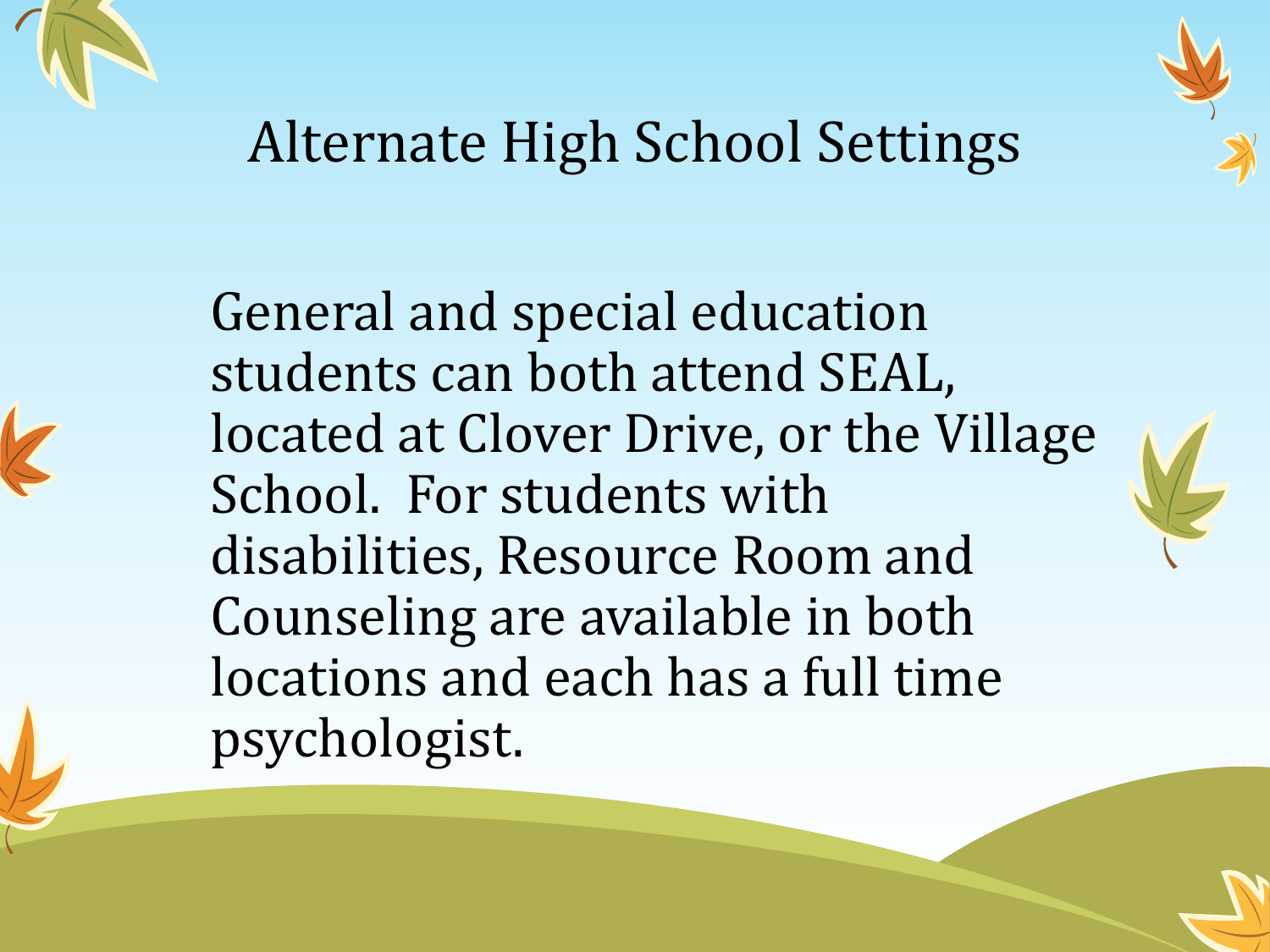# Alternate High School Settings

General and special education students can both attend SEAL, located at Clover Drive, or the Village School. For students with disabilities, Resource Room and Counseling are available in both locations and each has a full time psychologist.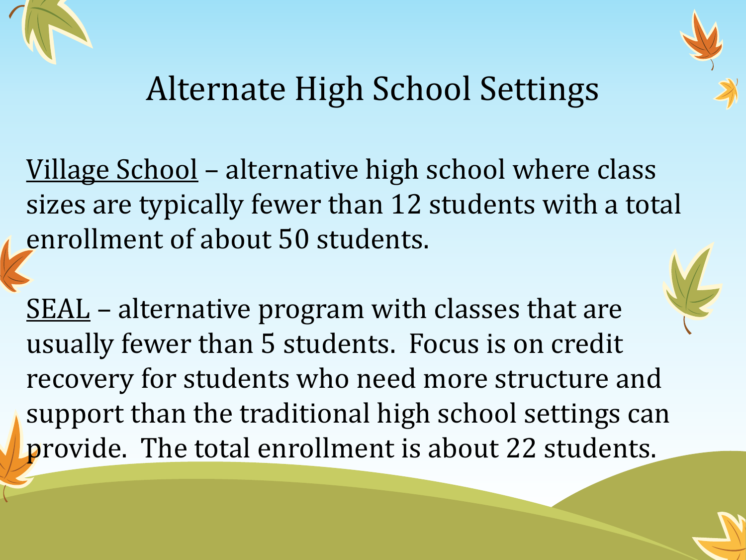# Alternate High School Settings

Village School – alternative high school where class sizes are typically fewer than 12 students with a total enrollment of about 50 students.

SEAL – alternative program with classes that are usually fewer than 5 students. Focus is on credit recovery for students who need more structure and support than the traditional high school settings can provide. The total enrollment is about 22 students.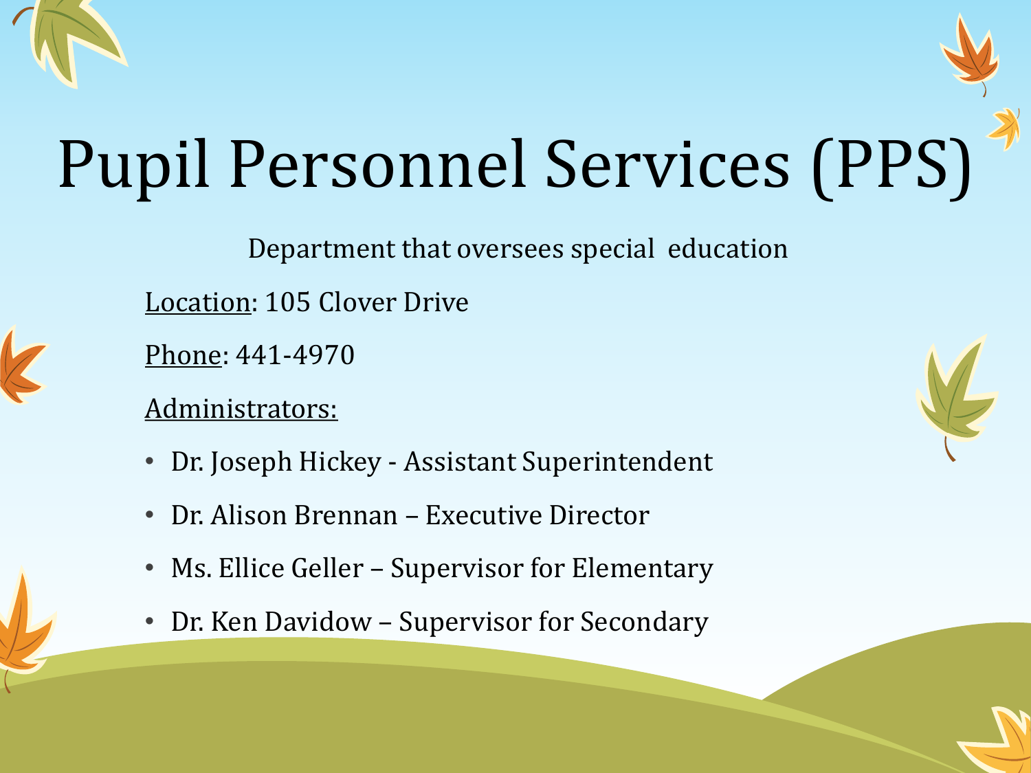# Pupil Personnel Services (PPS)

Department that oversees special education

Location: 105 Clover Drive

Phone: 441-4970

Administrators:

- Dr. Joseph Hickey - Assistant Superintendent
- Dr. Alison Brennan – Executive Director
- Ms. Ellice Geller – Supervisor for Elementary
- Dr. Ken Davidow – Supervisor for Secondary